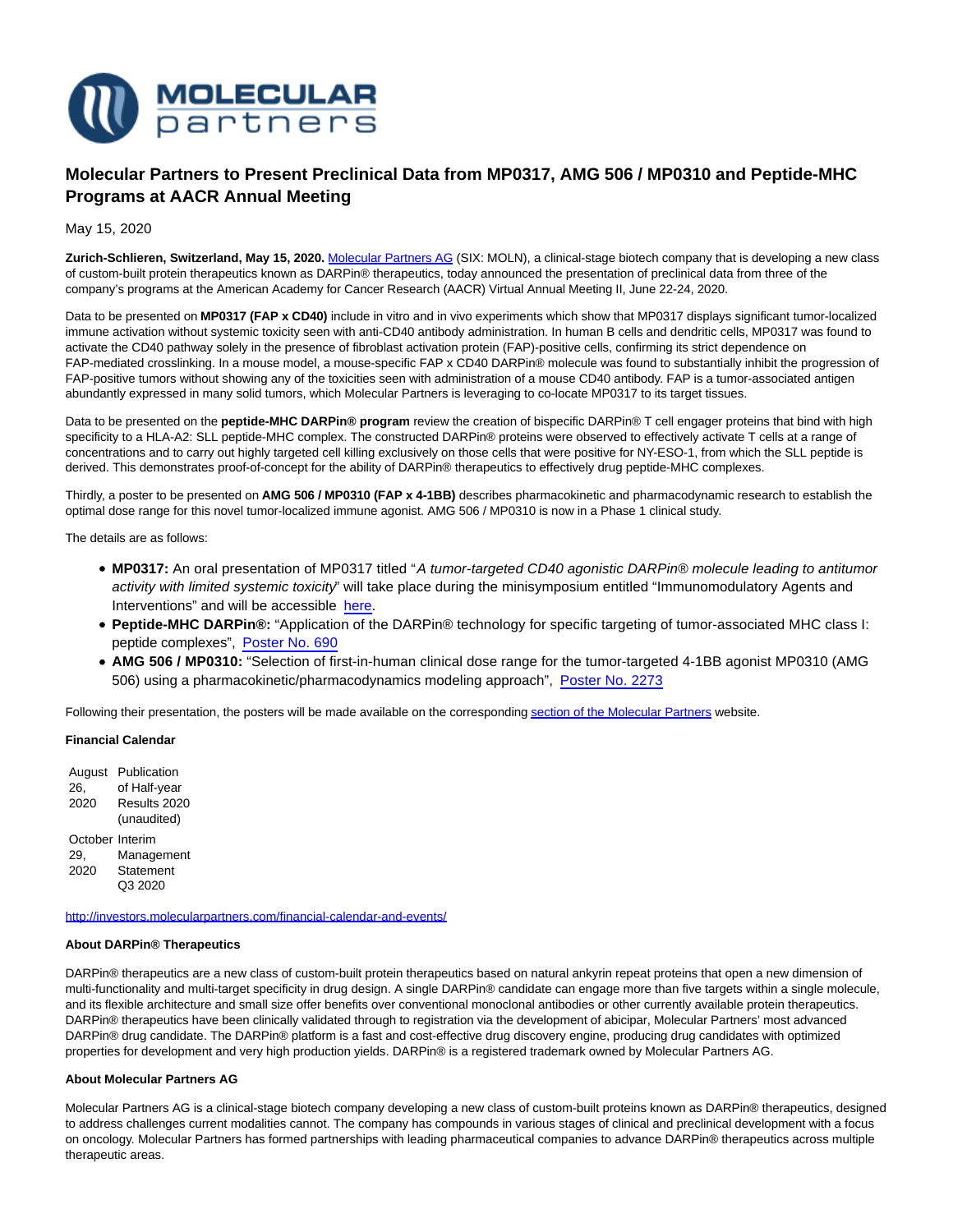# Molecular Partners to Present Preclinical Data from MP0317, AMG 506 / MP0310 and Peptide-MHC Programs at AACR Annual Meeting

May 15, 2020

**Zurich-Schlieren, Switzerland, May 15, 2020.** Molecular Partners AG (SIX: MOLN), a clinical-stage biotech company that is developing a new class of custom-built protein therapeutics known as DARPin® therapeutics, today announced the presentation of preclinical data from three of the company's programs at the American Academy for Cancer Research (AACR) Virtual Annual Meeting II, June 22-24, 2020.

Data to be presented on **MP0317 (FAP x CD40)** include in vitro and in vivo experiments which show that MP0317 displays significant tumor-localized immune activation without systemic toxicity seen with anti-CD40 antibody administration. In human B cells and dendritic cells, MP0317 was found to activate the CD40 pathway solely in the presence of fibroblast activation protein (FAP)-positive cells, confirming its strict dependence on FAP-mediated crosslinking. In a mouse model, a mouse-specific FAP x CD40 DARPin® molecule was found to substantially inhibit the progression of FAP-positive tumors without showing any of the toxicities seen with administration of a mouse CD40 antibody. FAP is a tumor-associated antigen abundantly expressed in many solid tumors, which Molecular Partners is leveraging to co-locate MP0317 to its target tissues.

Data to be presented on the **peptide-MHC DARPin® program** review the creation of bispecific DARPin® T cell engager proteins that bind with high specificity to a HLA-A2: SLL peptide-MHC complex. The constructed DARPin® proteins were observed to effectively activate T cells at a range of concentrations and to carry out highly targeted cell killing exclusively on those cells that were positive for NY-ESO-1, from which the SLL peptide is derived. This demonstrates proof-of-concept for the ability of DARPin® therapeutics to effectively drug peptide-MHC complexes.

Thirdly, a poster to be presented on **AMG 506 / MP0310 (FAP x 4-1BB)** describes pharmacokinetic and pharmacodynamic research to establish the optimal dose range for this novel tumor-localized immune agonist. AMG 506 / MP0310 is now in a Phase 1 clinical study.

The details are as follows:

- **MP0317:** An oral presentation of MP0317 titled "*A tumor-targeted CD40 agonistic DARPin® molecule leading to antitumor activity with limited systemic toxicity*" will take place during the minisymposium entitled "Immunomodulatory Agents and Interventions" and will be accessible here.
- **Peptide-MHC DARPin®:** "Application of the DARPin® technology for specific targeting of tumor-associated MHC class I: peptide complexes", Poster No. 690
- **AMG 506 / MP0310:** "Selection of first-in-human clinical dose range for the tumor-targeted 4-1BB agonist MP0310 (AMG 506) using a pharmacokinetic/pharmacodynamics modeling approach", Poster No. 2273

Following their presentation, the posters will be made available on the corresponding section of the Molecular Partners website.

**Financial Calendar**

| | |
|---|---|
| August 26, 2020 | Publication of Half-year Results 2020 (unaudited) |
| October 29, 2020 | Interim Management Statement Q3 2020 |

http://investors.molecularpartners.com/financial-calendar-and-events/

**About DARPin® Therapeutics**

DARPin® therapeutics are a new class of custom-built protein therapeutics based on natural ankyrin repeat proteins that open a new dimension of multi-functionality and multi-target specificity in drug design. A single DARPin® candidate can engage more than five targets within a single molecule, and its flexible architecture and small size offer benefits over conventional monoclonal antibodies or other currently available protein therapeutics. DARPin® therapeutics have been clinically validated through to registration via the development of abicipar, Molecular Partners' most advanced DARPin® drug candidate. The DARPin® platform is a fast and cost-effective drug discovery engine, producing drug candidates with optimized properties for development and very high production yields. DARPin® is a registered trademark owned by Molecular Partners AG.

**About Molecular Partners AG**

Molecular Partners AG is a clinical-stage biotech company developing a new class of custom-built proteins known as DARPin® therapeutics, designed to address challenges current modalities cannot. The company has compounds in various stages of clinical and preclinical development with a focus on oncology. Molecular Partners has formed partnerships with leading pharmaceutical companies to advance DARPin® therapeutics across multiple therapeutic areas.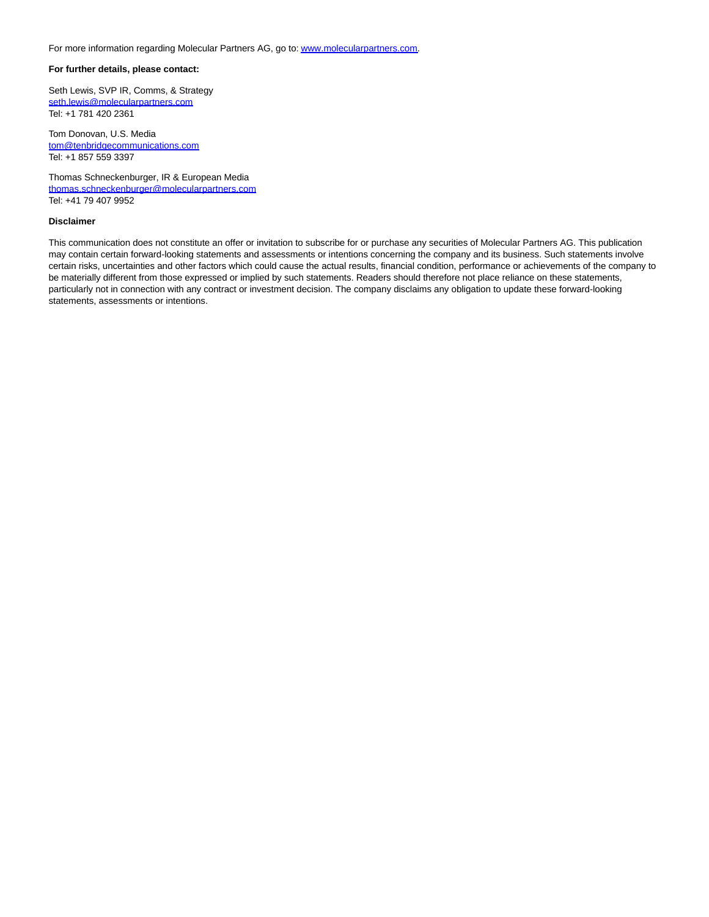For more information regarding Molecular Partners AG, go to: [www.molecularpartners.com](http://www.molecularpartners.com).

**For further details, please contact:**

Seth Lewis, SVP IR, Comms, & Strategy
seth.lewis@molecularpartners.com
Tel: +1 781 420 2361

Tom Donovan, U.S. Media
tom@tenbridgecommunications.com
Tel: +1 857 559 3397

Thomas Schneckenburger, IR & European Media
thomas.schneckenburger@molecularpartners.com
Tel: +41 79 407 9952

**Disclaimer**

This communication does not constitute an offer or invitation to subscribe for or purchase any securities of Molecular Partners AG. This publication may contain certain forward-looking statements and assessments or intentions concerning the company and its business. Such statements involve certain risks, uncertainties and other factors which could cause the actual results, financial condition, performance or achievements of the company to be materially different from those expressed or implied by such statements. Readers should therefore not place reliance on these statements, particularly not in connection with any contract or investment decision. The company disclaims any obligation to update these forward-looking statements, assessments or intentions.